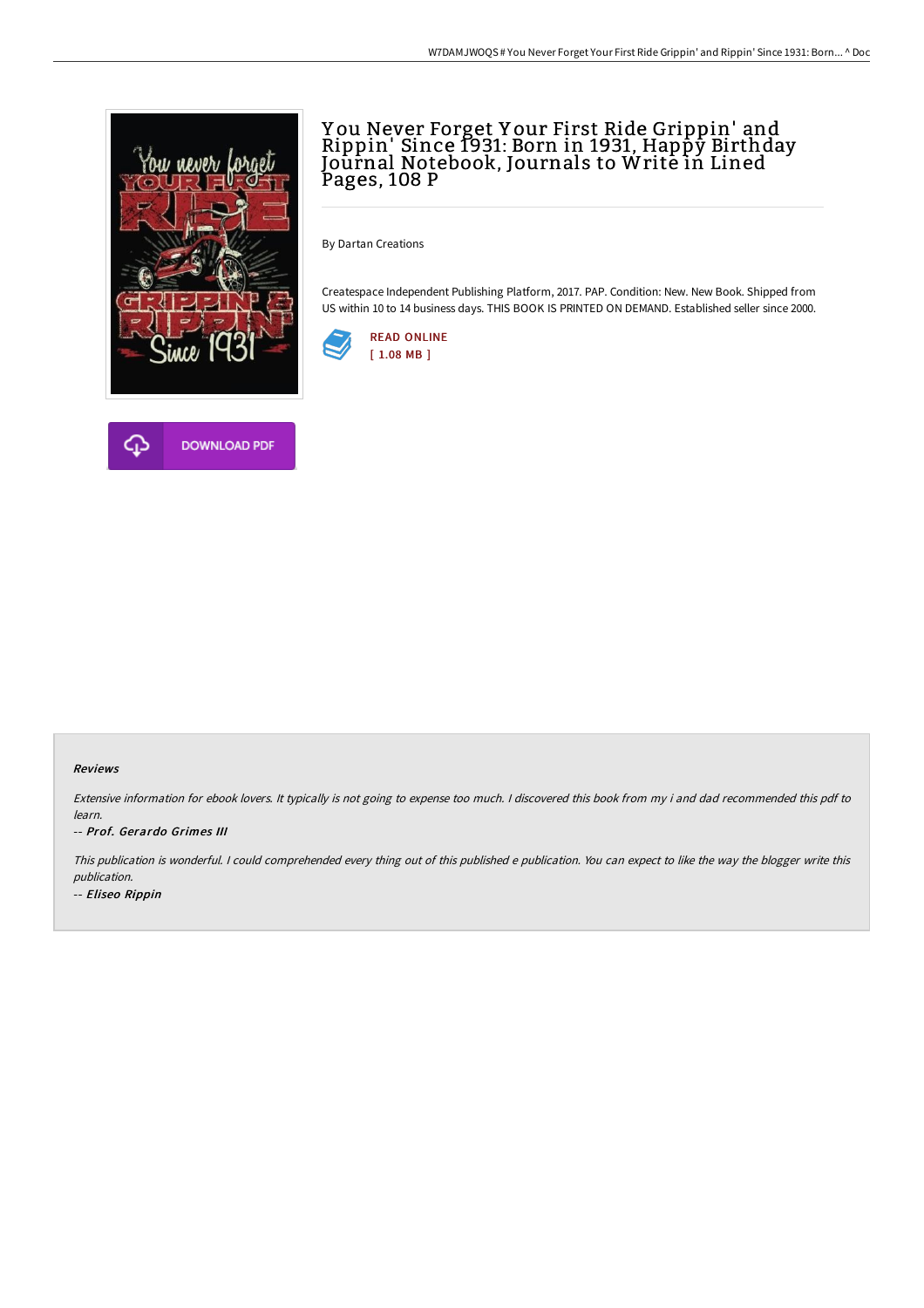# You Never Forget Your First Ride Grippin' and Rippin' Since 1931: Born in 1931, Happy Birthday Journal Notebook, Journals to Write in Lined Pages, 108 P

By Dartan Creations

Createspace Independent Publishing Platform, 2017. PAP. Condition: New. New Book. Shipped from US within 10 to 14 business days. THIS BOOK IS PRINTED ON DEMAND. Established seller since 2000.

READ ONLINE
[ 1.08 MB ]

DOWNLOAD PDF

### Reviews

*Extensive information for ebook lovers. It typically is not going to expense too much. I discovered this book from my i and dad recommended this pdf to learn.*

-- ***Prof. Gerardo Grimes III***

*This publication is wonderful. I could comprehended every thing out of this published e publication. You can expect to like the way the blogger write this publication.*

-- ***Eliseo Rippin***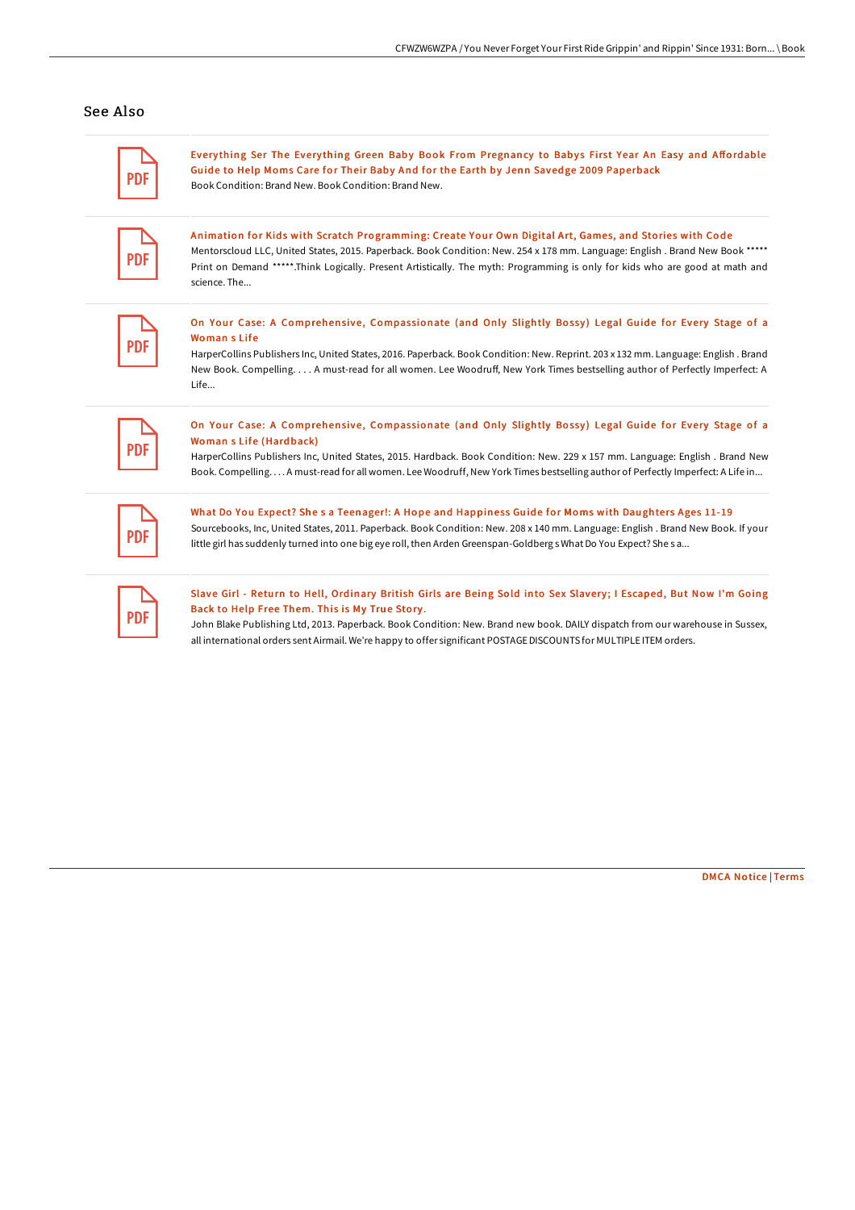## See Also

PDF

**Everything Ser The Everything Green Baby Book From Pregnancy to Babys First Year An Easy and Affordable Guide to Help Moms Care for Their Baby And for the Earth by Jenn Savedge 2009 Paperback**
Book Condition: Brand New. Book Condition: Brand New.

PDF

**Animation for Kids with Scratch Programming: Create Your Own Digital Art, Games, and Stories with Code**
Mentorscloud LLC, United States, 2015. Paperback. Book Condition: New. 254 x 178 mm. Language: English . Brand New Book ***** Print on Demand *****.Think Logically. Present Artistically. The myth: Programming is only for kids who are good at math and science. The...

PDF

**On Your Case: A Comprehensive, Compassionate (and Only Slightly Bossy) Legal Guide for Every Stage of a Woman s Life**
HarperCollins Publishers Inc, United States, 2016. Paperback. Book Condition: New. Reprint. 203 x 132 mm. Language: English . Brand New Book. Compelling. . . . A must-read for all women. Lee Woodruff, New York Times bestselling author of Perfectly Imperfect: A Life...

PDF

**On Your Case: A Comprehensive, Compassionate (and Only Slightly Bossy) Legal Guide for Every Stage of a Woman s Life (Hardback)**
HarperCollins Publishers Inc, United States, 2015. Hardback. Book Condition: New. 229 x 157 mm. Language: English . Brand New Book. Compelling. . . . A must-read for all women. Lee Woodruff, New York Times bestselling author of Perfectly Imperfect: A Life in...

PDF

**What Do You Expect? She s a Teenager!: A Hope and Happiness Guide for Moms with Daughters Ages 11-19**
Sourcebooks, Inc, United States, 2011. Paperback. Book Condition: New. 208 x 140 mm. Language: English . Brand New Book. If your little girl has suddenly turned into one big eye roll, then Arden Greenspan-Goldberg s What Do You Expect? She s a...

PDF

**Slave Girl - Return to Hell, Ordinary British Girls are Being Sold into Sex Slavery; I Escaped, But Now I'm Going Back to Help Free Them. This is My True Story.**
John Blake Publishing Ltd, 2013. Paperback. Book Condition: New. Brand new book. DAILY dispatch from our warehouse in Sussex, all international orders sent Airmail. We're happy to offer significant POSTAGE DISCOUNTS for MULTIPLE ITEM orders.

DMCA Notice | Terms